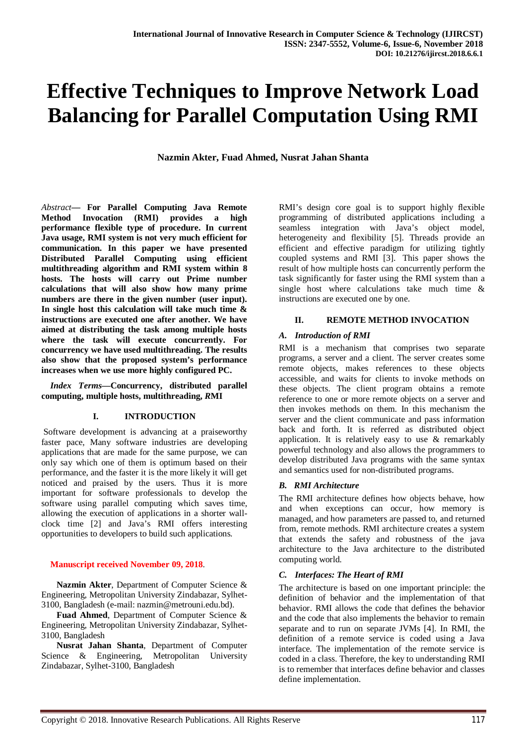# Effective Techniques to Improve Network Load Balancing for Parallel Computation Using RMI

**Nazmin Akter, Fuad Ahmed, Nusrat Jahan Shanta**

*Abstract*— **For Parallel Computing Java Remote Method Invocation (RMI) provides a high performance flexible type of procedure. In current Java usage, RMI system is not very much efficient for communication. In this paper we have presented Distributed Parallel Computing using efficient multithreading algorithm and RMI system within 8 hosts. The hosts will carry out Prime number calculations that will also show how many prime numbers are there in the given number (user input). In single host this calculation will take much time & instructions are executed one after another. We have aimed at distributing the task among multiple hosts where the task will execute concurrently. For concurrency we have used multithreading. The results also show that the proposed system's performance increases when we use more highly configured PC.**

*Index Terms*—**Concurrency, distributed parallel computing, multiple hosts, multithreading, *R*MI**

## I. INTRODUCTION

Software development is advancing at a praiseworthy faster pace, Many software industries are developing applications that are made for the same purpose, we can only say which one of them is optimum based on their performance, and the faster it is the more likely it will get noticed and praised by the users. Thus it is more important for software professionals to develop the software using parallel computing which saves time, allowing the execution of applications in a shorter wall-clock time [2] and Java's RMI offers interesting opportunities to developers to build such applications.

**Manuscript received November 09, 2018**.

**Nazmin Akter**, Department of Computer Science & Engineering, Metropolitan University Zindabazar, Sylhet-3100, Bangladesh (e-mail: nazmin@metrouni.edu.bd).

**Fuad Ahmed**, Department of Computer Science & Engineering, Metropolitan University Zindabazar, Sylhet-3100, Bangladesh

**Nusrat Jahan Shanta**, Department of Computer Science & Engineering, Metropolitan University Zindabazar, Sylhet-3100, Bangladesh

RMI's design core goal is to support highly flexible programming of distributed applications including a seamless integration with Java's object model, heterogeneity and flexibility [5]. Threads provide an efficient and effective paradigm for utilizing tightly coupled systems and RMI [3]. This paper shows the result of how multiple hosts can concurrently perform the task significantly for faster using the RMI system than a single host where calculations take much time & instructions are executed one by one.

## II. REMOTE METHOD INVOCATION

### *A. Introduction of RMI*

RMI is a mechanism that comprises two separate programs, a server and a client. The server creates some remote objects, makes references to these objects accessible, and waits for clients to invoke methods on these objects. The client program obtains a remote reference to one or more remote objects on a server and then invokes methods on them. In this mechanism the server and the client communicate and pass information back and forth. It is referred as distributed object application. It is relatively easy to use & remarkably powerful technology and also allows the programmers to develop distributed Java programs with the same syntax and semantics used for non-distributed programs.

### *B. RMI Architecture*

The RMI architecture defines how objects behave, how and when exceptions can occur, how memory is managed, and how parameters are passed to, and returned from, remote methods. RMI architecture creates a system that extends the safety and robustness of the java architecture to the Java architecture to the distributed computing world.

### *C. Interfaces: The Heart of RMI*

The architecture is based on one important principle: the definition of behavior and the implementation of that behavior. RMI allows the code that defines the behavior and the code that also implements the behavior to remain separate and to run on separate JVMs [4]. In RMI, the definition of a remote service is coded using a Java interface. The implementation of the remote service is coded in a class. Therefore, the key to understanding RMI is to remember that interfaces define behavior and classes define implementation.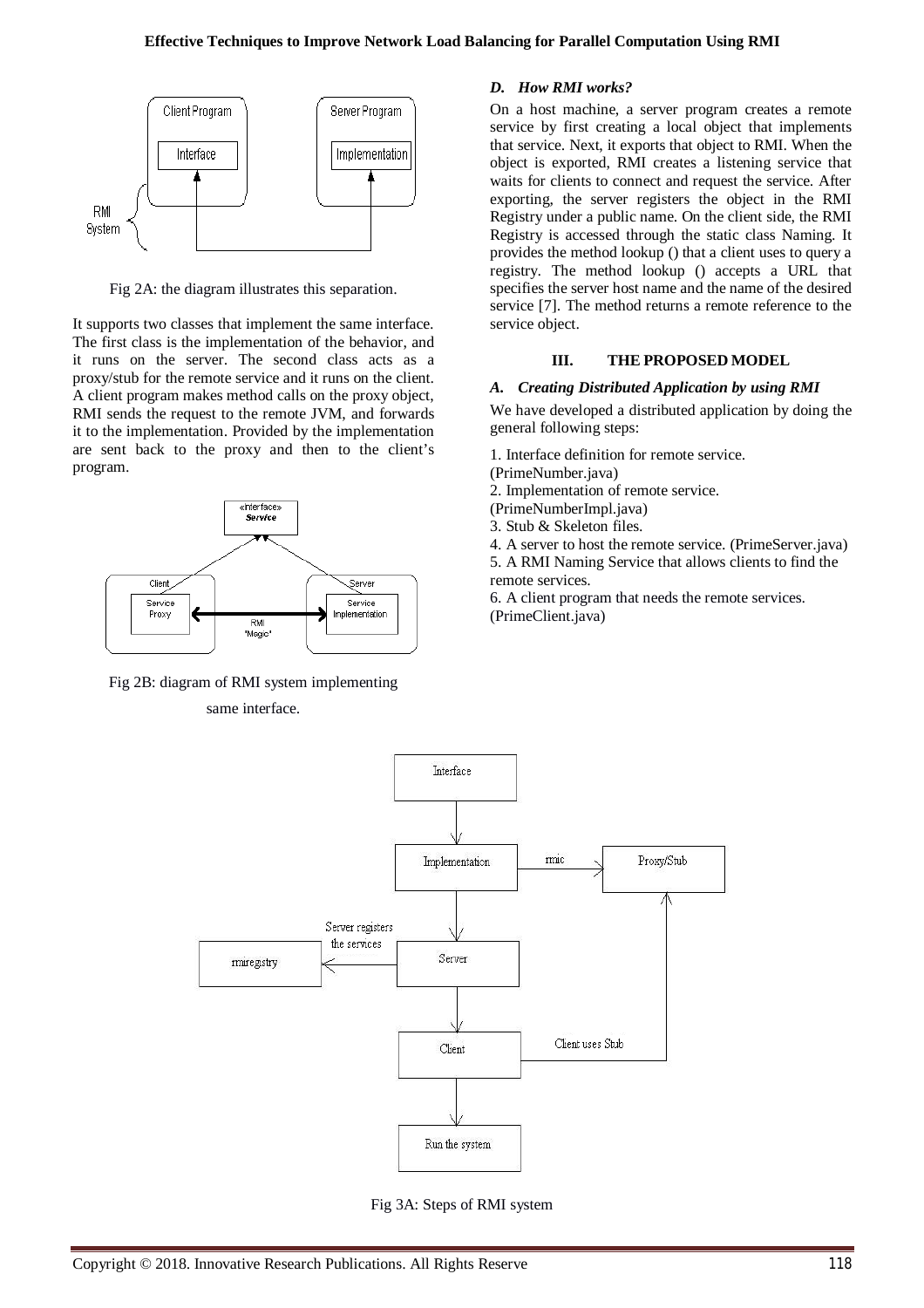Fig 2A: the diagram illustrates this separation.

It supports two classes that implement the same interface. The first class is the implementation of the behavior, and it runs on the server. The second class acts as a proxy/stub for the remote service and it runs on the client. A client program makes method calls on the proxy object, RMI sends the request to the remote JVM, and forwards it to the implementation. Provided by the implementation are sent back to the proxy and then to the client's program.

Fig 2B: diagram of RMI system implementing same interface.

### *D. How RMI works?*

On a host machine, a server program creates a remote service by first creating a local object that implements that service. Next, it exports that object to RMI. When the object is exported, RMI creates a listening service that waits for clients to connect and request the service. After exporting, the server registers the object in the RMI Registry under a public name. On the client side, the RMI Registry is accessed through the static class Naming. It provides the method lookup () that a client uses to query a registry. The method lookup () accepts a URL that specifies the server host name and the name of the desired service [7]. The method returns a remote reference to the service object.

## III. THE PROPOSED MODEL

### *A. Creating Distributed Application by using RMI*

We have developed a distributed application by doing the general following steps:

1. Interface definition for remote service. (PrimeNumber.java)
2. Implementation of remote service. (PrimeNumberImpl.java)
3. Stub & Skeleton files.
4. A server to host the remote service. (PrimeServer.java)
5. A RMI Naming Service that allows clients to find the remote services.
6. A client program that needs the remote services. (PrimeClient.java)

Fig 3A: Steps of RMI system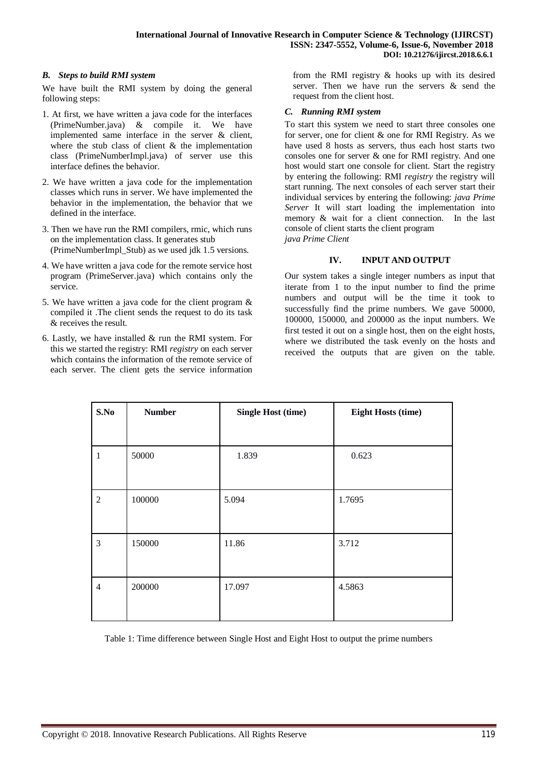### *B. Steps to build RMI system*

We have built the RMI system by doing the general following steps:

1. At first, we have written a java code for the interfaces (PrimeNumber.java) & compile it. We have implemented same interface in the server & client, where the stub class of client & the implementation class (PrimeNumberImpl.java) of server use this interface defines the behavior.
2. We have written a java code for the implementation classes which runs in server. We have implemented the behavior in the implementation, the behavior that we defined in the interface.
3. Then we have run the RMI compilers, rmic, which runs on the implementation class. It generates stub (PrimeNumberImpl_Stub) as we used jdk 1.5 versions.
4. We have written a java code for the remote service host program (PrimeServer.java) which contains only the service.
5. We have written a java code for the client program & compiled it .The client sends the request to do its task & receives the result.
6. Lastly, we have installed & run the RMI system. For this we started the registry: RMI *registry* on each server which contains the information of the remote service of each server. The client gets the service information from the RMI registry & hooks up with its desired server. Then we have run the servers & send the request from the client host.

### *C. Running RMI system*

To start this system we need to start three consoles one for server, one for client & one for RMI Registry. As we have used 8 hosts as servers, thus each host starts two consoles one for server & one for RMI registry. And one host would start one console for client. Start the registry by entering the following: RMI *registry* the registry will start running. The next consoles of each server start their individual services by entering the following: *java Prime Server* It will start loading the implementation into memory & wait for a client connection. In the last console of client starts the client program
*java Prime Client*

## IV. INPUT AND OUTPUT

Our system takes a single integer numbers as input that iterate from 1 to the input number to find the prime numbers and output will be the time it took to successfully find the prime numbers. We gave 50000, 100000, 150000, and 200000 as the input numbers. We first tested it out on a single host, then on the eight hosts, where we distributed the task evenly on the hosts and received the outputs that are given on the table.

| S.No | Number | Single Host (time) | Eight Hosts (time) |
|---|---|---|---|
| 1 | 50000 | 1.839 | 0.623 |
| 2 | 100000 | 5.094 | 1.7695 |
| 3 | 150000 | 11.86 | 3.712 |
| 4 | 200000 | 17.097 | 4.5863 |

Table 1: Time difference between Single Host and Eight Host to output the prime numbers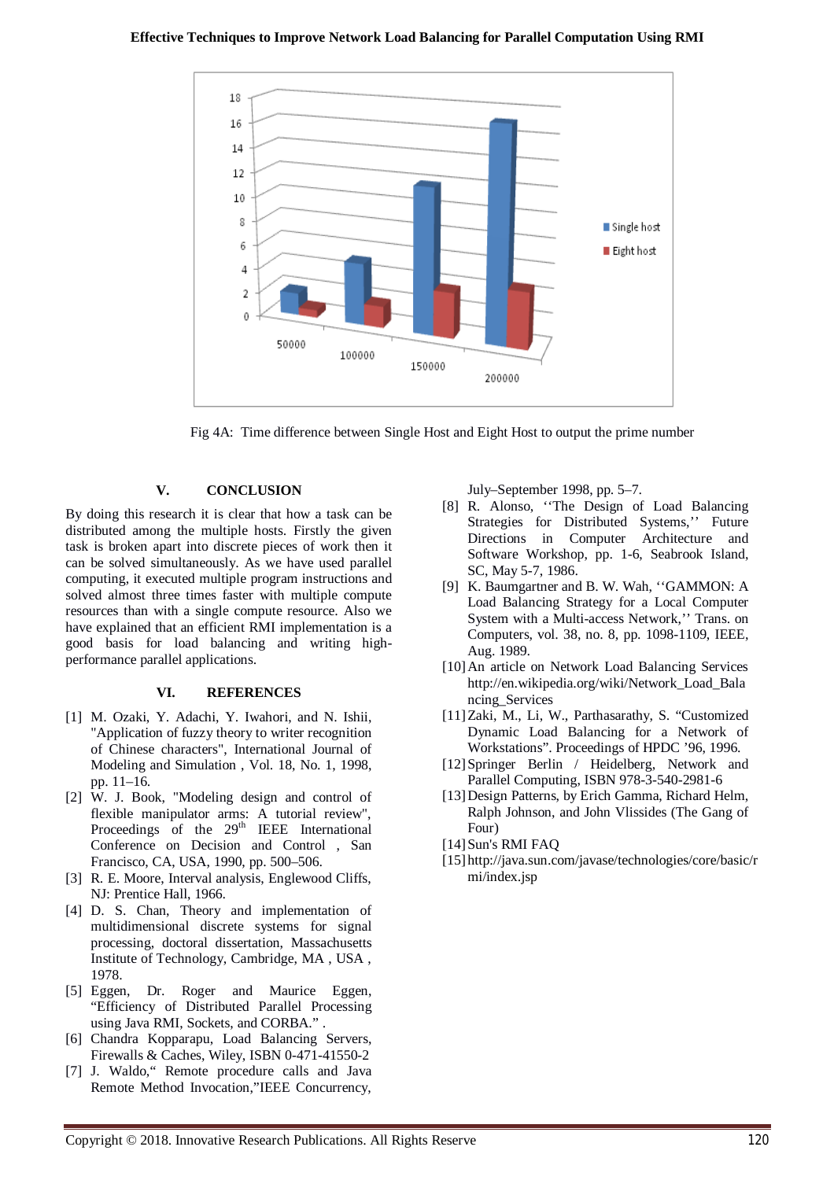18
16
14
12
10
8
6
4
2
0

50000
100000
150000
200000

Single host
Eight host

Fig 4A: Time difference between Single Host and Eight Host to output the prime number

## V. CONCLUSION

By doing this research it is clear that how a task can be distributed among the multiple hosts. Firstly the given task is broken apart into discrete pieces of work then it can be solved simultaneously. As we have used parallel computing, it executed multiple program instructions and solved almost three times faster with multiple compute resources than with a single compute resource. Also we have explained that an efficient RMI implementation is a good basis for load balancing and writing high-performance parallel applications.

## VI. REFERENCES

[1] M. Ozaki, Y. Adachi, Y. Iwahori, and N. Ishii, "Application of fuzzy theory to writer recognition of Chinese characters", International Journal of Modeling and Simulation , Vol. 18, No. 1, 1998, pp. 11–16.

[2] W. J. Book, "Modeling design and control of flexible manipulator arms: A tutorial review", Proceedings of the 29th IEEE International Conference on Decision and Control , San Francisco, CA, USA, 1990, pp. 500–506.

[3] R. E. Moore, Interval analysis, Englewood Cliffs, NJ: Prentice Hall, 1966.

[4] D. S. Chan, Theory and implementation of multidimensional discrete systems for signal processing, doctoral dissertation, Massachusetts Institute of Technology, Cambridge, MA , USA , 1978.

[5] Eggen, Dr. Roger and Maurice Eggen, "Efficiency of Distributed Parallel Processing using Java RMI, Sockets, and CORBA." .

[6] Chandra Kopparapu, Load Balancing Servers, Firewalls & Caches, Wiley, ISBN 0-471-41550-2

[7] J. Waldo," Remote procedure calls and Java Remote Method Invocation,"IEEE Concurrency, July–September 1998, pp. 5–7.

[8] R. Alonso, ''The Design of Load Balancing Strategies for Distributed Systems,'' Future Directions in Computer Architecture and Software Workshop, pp. 1-6, Seabrook Island, SC, May 5-7, 1986.

[9] K. Baumgartner and B. W. Wah, ''GAMMON: A Load Balancing Strategy for a Local Computer System with a Multi-access Network,'' Trans. on Computers, vol. 38, no. 8, pp. 1098-1109, IEEE, Aug. 1989.

[10] An article on Network Load Balancing Services http://en.wikipedia.org/wiki/Network_Load_Balancing_Services

[11] Zaki, M., Li, W., Parthasarathy, S. "Customized Dynamic Load Balancing for a Network of Workstations". Proceedings of HPDC '96, 1996.

[12] Springer Berlin / Heidelberg, Network and Parallel Computing, ISBN 978-3-540-2981-6

[13] Design Patterns, by Erich Gamma, Richard Helm, Ralph Johnson, and John Vlissides (The Gang of Four)

[14] Sun's RMI FAQ

[15] http://java.sun.com/javase/technologies/core/basic/rmi/index.jsp